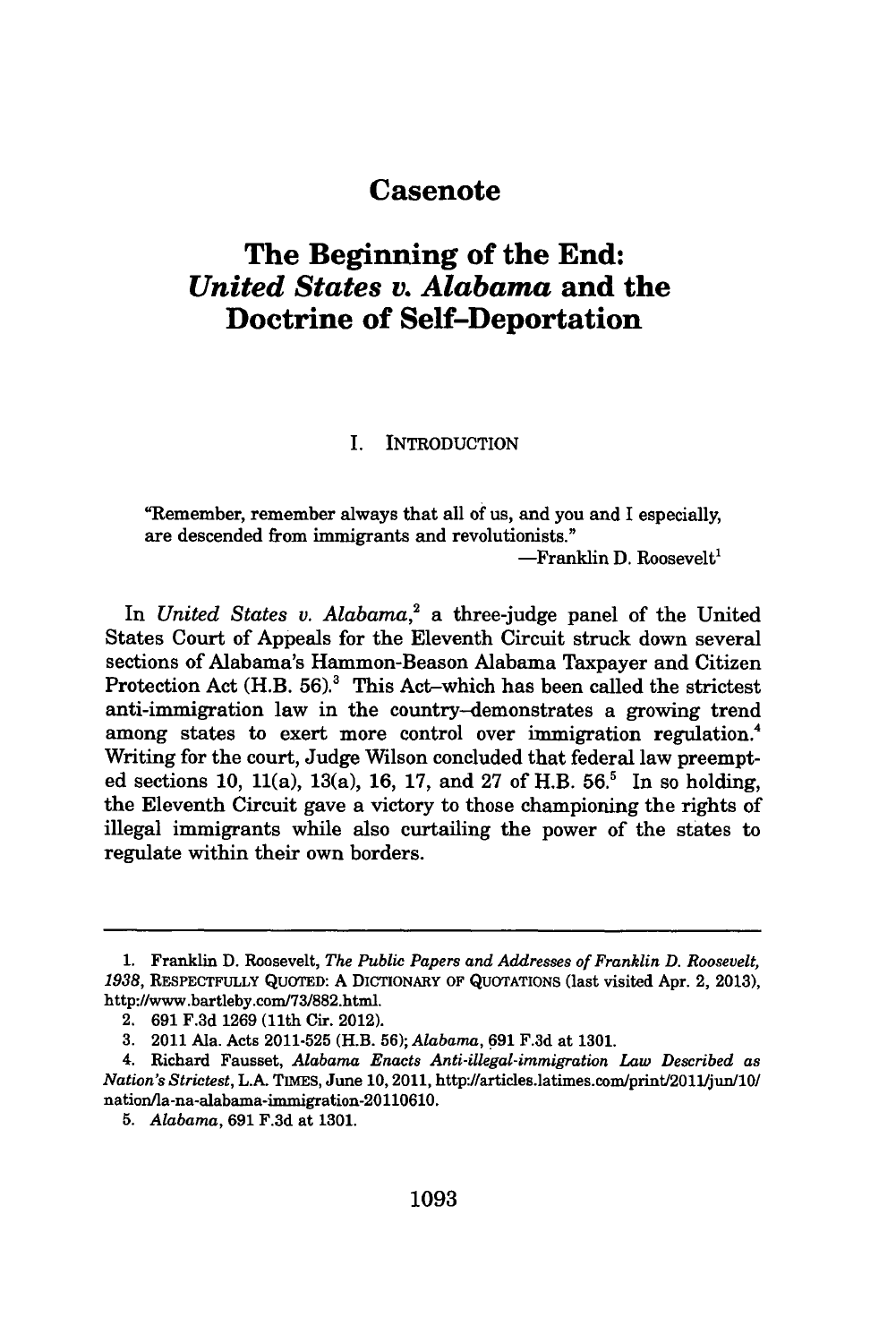# Casenote

## The Beginning of the End: *United States v. Alabama* and the Doctrine of Self-Deportation

### I. INTRODUCTION

> "Remember, remember always that all of us, and you and I especially, are descended from immigrants and revolutionists."
>
> —Franklin D. Roosevelt[1]

In *United States v. Alabama*,[2] a three-judge panel of the United States Court of Appeals for the Eleventh Circuit struck down several sections of Alabama's Hammon-Beason Alabama Taxpayer and Citizen Protection Act (H.B. 56).[3] This Act–which has been called the strictest anti-immigration law in the country–demonstrates a growing trend among states to exert more control over immigration regulation.[4] Writing for the court, Judge Wilson concluded that federal law preempted sections 10, 11(a), 13(a), 16, 17, and 27 of H.B. 56.[5] In so holding, the Eleventh Circuit gave a victory to those championing the rights of illegal immigrants while also curtailing the power of the states to regulate within their own borders.

---

1. Franklin D. Roosevelt, *The Public Papers and Addresses of Franklin D. Roosevelt, 1938*, RESPECTFULLY QUOTED: A DICTIONARY OF QUOTATIONS (last visited Apr. 2, 2013), http://www.bartleby.com/73/882.html.

2. 691 F.3d 1269 (11th Cir. 2012).

3. 2011 Ala. Acts 2011-525 (H.B. 56); *Alabama*, 691 F.3d at 1301.

4. Richard Fausset, *Alabama Enacts Anti-illegal-immigration Law Described as Nation's Strictest*, L.A. TIMES, June 10, 2011, http://articles.latimes.com/print/2011/jun/10/nation/la-na-alabama-immigration-20110610.

5. *Alabama*, 691 F.3d at 1301.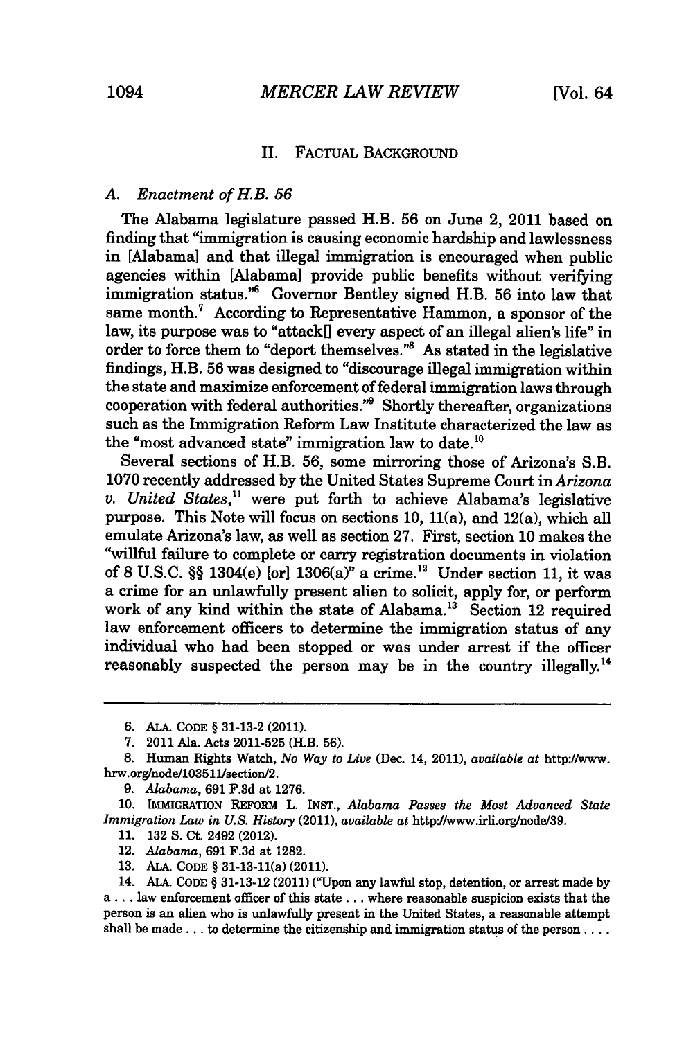## II. FACTUAL BACKGROUND

### A. *Enactment of H.B. 56*

The Alabama legislature passed H.B. 56 on June 2, 2011 based on finding that "immigration is causing economic hardship and lawlessness in [Alabama] and that illegal immigration is encouraged when public agencies within [Alabama] provide public benefits without verifying immigration status."[6] Governor Bentley signed H.B. 56 into law that same month.[7] According to Representative Hammon, a sponsor of the law, its purpose was to "attack[] every aspect of an illegal alien's life" in order to force them to "deport themselves."[8] As stated in the legislative findings, H.B. 56 was designed to "discourage illegal immigration within the state and maximize enforcement of federal immigration laws through cooperation with federal authorities."[9] Shortly thereafter, organizations such as the Immigration Reform Law Institute characterized the law as the "most advanced state" immigration law to date.[10]

Several sections of H.B. 56, some mirroring those of Arizona's S.B. 1070 recently addressed by the United States Supreme Court in *Arizona v. United States*,[11] were put forth to achieve Alabama's legislative purpose. This Note will focus on sections 10, 11(a), and 12(a), which all emulate Arizona's law, as well as section 27. First, section 10 makes the "willful failure to complete or carry registration documents in violation of 8 U.S.C. §§ 1304(e) [or] 1306(a)" a crime.[12] Under section 11, it was a crime for an unlawfully present alien to solicit, apply for, or perform work of any kind within the state of Alabama.[13] Section 12 required law enforcement officers to determine the immigration status of any individual who had been stopped or was under arrest if the officer reasonably suspected the person may be in the country illegally.[14]

---

6. ALA. CODE § 31-13-2 (2011).

7. 2011 Ala. Acts 2011-525 (H.B. 56).

8. Human Rights Watch, *No Way to Live* (Dec. 14, 2011), *available at* http://www.hrw.org/node/103511/section/2.

9. *Alabama*, 691 F.3d at 1276.

10. IMMIGRATION REFORM L. INST., *Alabama Passes the Most Advanced State Immigration Law in U.S. History* (2011), *available at* http://www.irli.org/node/39.

11. 132 S. Ct. 2492 (2012).

12. *Alabama*, 691 F.3d at 1282.

13. ALA. CODE § 31-13-11(a) (2011).

14. ALA. CODE § 31-13-12 (2011) ("Upon any lawful stop, detention, or arrest made by a . . . law enforcement officer of this state . . . where reasonable suspicion exists that the person is an alien who is unlawfully present in the United States, a reasonable attempt shall be made . . . to determine the citizenship and immigration status of the person . . . .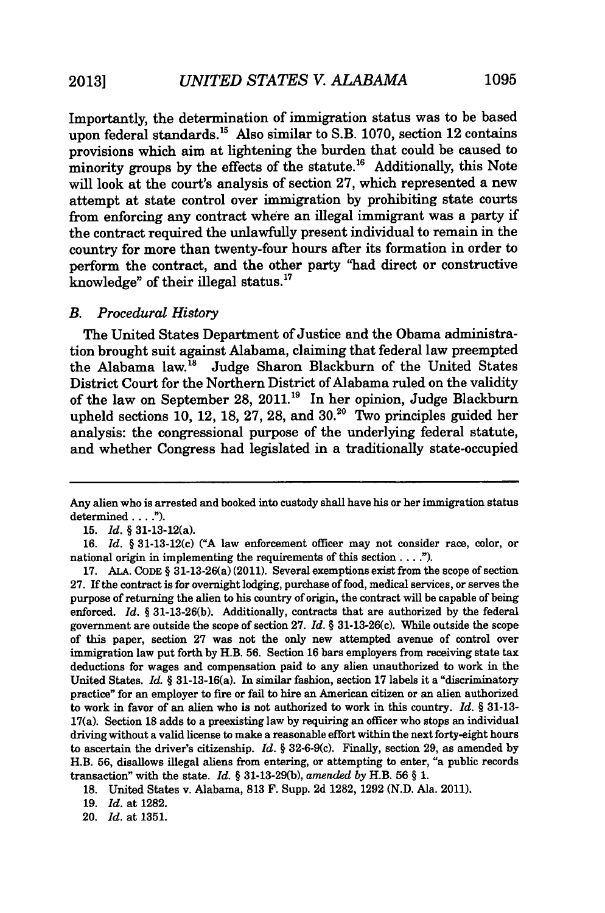Importantly, the determination of immigration status was to be based upon federal standards.[15] Also similar to S.B. 1070, section 12 contains provisions which aim at lightening the burden that could be caused to minority groups by the effects of the statute.[16] Additionally, this Note will look at the court's analysis of section 27, which represented a new attempt at state control over immigration by prohibiting state courts from enforcing any contract where an illegal immigrant was a party if the contract required the unlawfully present individual to remain in the country for more than twenty-four hours after its formation in order to perform the contract, and the other party "had direct or constructive knowledge" of their illegal status.[17]

### *B. Procedural History*

The United States Department of Justice and the Obama administration brought suit against Alabama, claiming that federal law preempted the Alabama law.[18] Judge Sharon Blackburn of the United States District Court for the Northern District of Alabama ruled on the validity of the law on September 28, 2011.[19] In her opinion, Judge Blackburn upheld sections 10, 12, 18, 27, 28, and 30.[20] Two principles guided her analysis: the congressional purpose of the underlying federal statute, and whether Congress had legislated in a traditionally state-occupied

---

Any alien who is arrested and booked into custody shall have his or her immigration status determined . . . .").

15. *Id.* § 31-13-12(a).

16. *Id.* § 31-13-12(c) ("A law enforcement officer may not consider race, color, or national origin in implementing the requirements of this section . . . .").

17. ALA. CODE § 31-13-26(a) (2011). Several exemptions exist from the scope of section 27. If the contract is for overnight lodging, purchase of food, medical services, or serves the purpose of returning the alien to his country of origin, the contract will be capable of being enforced. *Id.* § 31-13-26(b). Additionally, contracts that are authorized by the federal government are outside the scope of section 27. *Id.* § 31-13-26(c). While outside the scope of this paper, section 27 was not the only new attempted avenue of control over immigration law put forth by H.B. 56. Section 16 bars employers from receiving state tax deductions for wages and compensation paid to any alien unauthorized to work in the United States. *Id.* § 31-13-16(a). In similar fashion, section 17 labels it a "discriminatory practice" for an employer to fire or fail to hire an American citizen or an alien authorized to work in favor of an alien who is not authorized to work in this country. *Id.* § 31-13-17(a). Section 18 adds to a preexisting law by requiring an officer who stops an individual driving without a valid license to make a reasonable effort within the next forty-eight hours to ascertain the driver's citizenship. *Id.* § 32-6-9(c). Finally, section 29, as amended by H.B. 56, disallows illegal aliens from entering, or attempting to enter, "a public records transaction" with the state. *Id.* § 31-13-29(b), *amended by* H.B. 56 § 1.

18. United States v. Alabama, 813 F. Supp. 2d 1282, 1292 (N.D. Ala. 2011).

19. *Id.* at 1282.

20. *Id.* at 1351.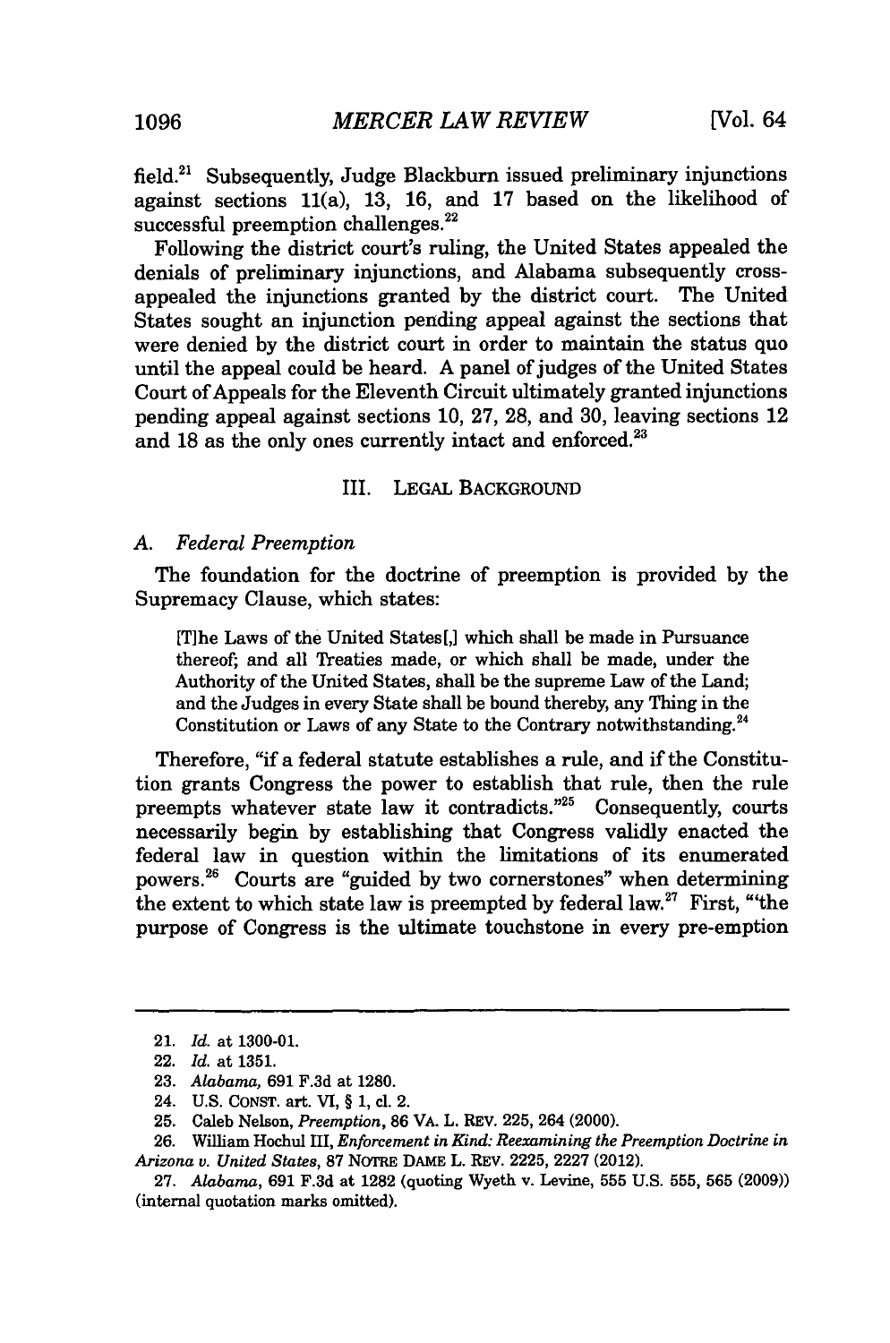field.[21] Subsequently, Judge Blackburn issued preliminary injunctions against sections 11(a), 13, 16, and 17 based on the likelihood of successful preemption challenges.[22]

Following the district court's ruling, the United States appealed the denials of preliminary injunctions, and Alabama subsequently cross-appealed the injunctions granted by the district court. The United States sought an injunction pending appeal against the sections that were denied by the district court in order to maintain the status quo until the appeal could be heard. A panel of judges of the United States Court of Appeals for the Eleventh Circuit ultimately granted injunctions pending appeal against sections 10, 27, 28, and 30, leaving sections 12 and 18 as the only ones currently intact and enforced.[23]

## III. LEGAL BACKGROUND

### A. *Federal Preemption*

The foundation for the doctrine of preemption is provided by the Supremacy Clause, which states:

> [T]he Laws of the United States[,] which shall be made in Pursuance thereof; and all Treaties made, or which shall be made, under the Authority of the United States, shall be the supreme Law of the Land; and the Judges in every State shall be bound thereby, any Thing in the Constitution or Laws of any State to the Contrary notwithstanding.[24]

Therefore, "if a federal statute establishes a rule, and if the Constitution grants Congress the power to establish that rule, then the rule preempts whatever state law it contradicts."[25] Consequently, courts necessarily begin by establishing that Congress validly enacted the federal law in question within the limitations of its enumerated powers.[26] Courts are "guided by two cornerstones" when determining the extent to which state law is preempted by federal law.[27] First, "'the purpose of Congress is the ultimate touchstone in every pre-emption

---

21. *Id.* at 1300-01.

22. *Id.* at 1351.

23. *Alabama*, 691 F.3d at 1280.

24. U.S. CONST. art. VI, § 1, cl. 2.

25. Caleb Nelson, *Preemption*, 86 VA. L. REV. 225, 264 (2000).

26. William Hochul III, *Enforcement in Kind: Reexamining the Preemption Doctrine in Arizona v. United States*, 87 NOTRE DAME L. REV. 2225, 2227 (2012).

27. *Alabama*, 691 F.3d at 1282 (quoting Wyeth v. Levine, 555 U.S. 555, 565 (2009)) (internal quotation marks omitted).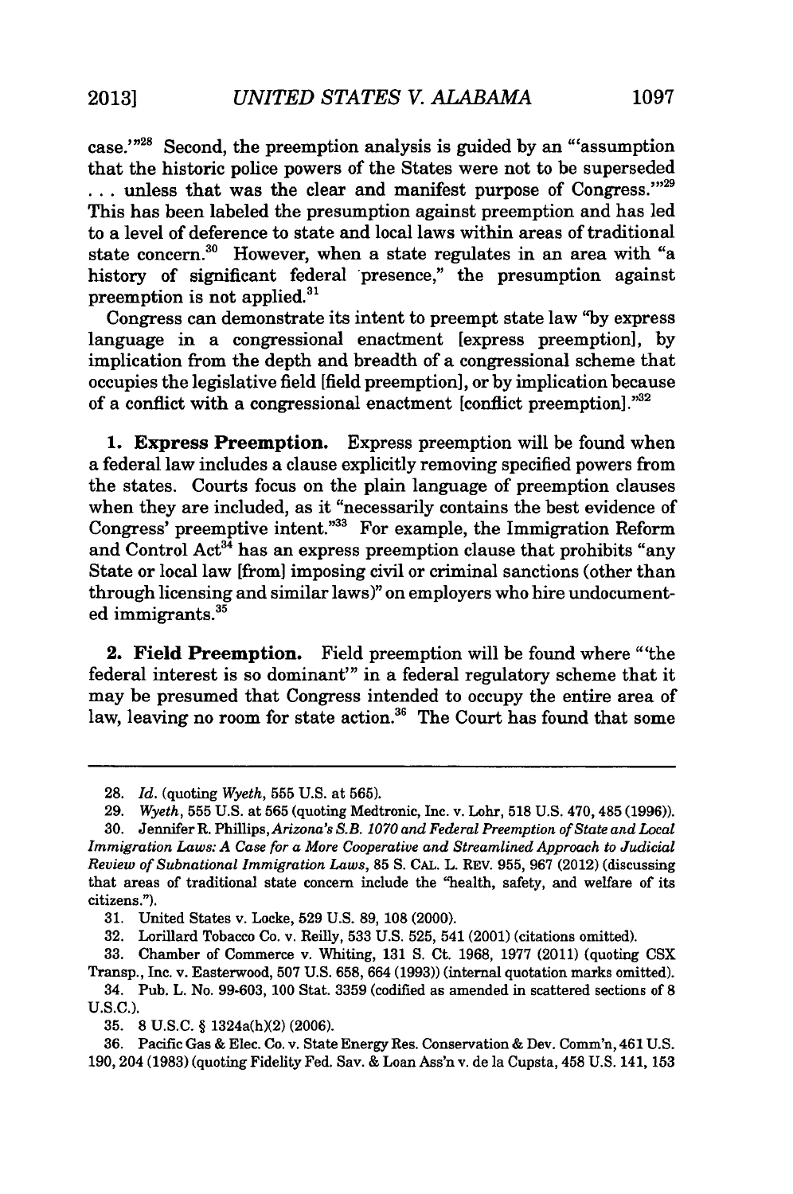case.'"[28] Second, the preemption analysis is guided by an "'assumption that the historic police powers of the States were not to be superseded . . . unless that was the clear and manifest purpose of Congress.'"[29] This has been labeled the presumption against preemption and has led to a level of deference to state and local laws within areas of traditional state concern.[30] However, when a state regulates in an area with "a history of significant federal presence," the presumption against preemption is not applied.[31]

Congress can demonstrate its intent to preempt state law "by express language in a congressional enactment [express preemption], by implication from the depth and breadth of a congressional scheme that occupies the legislative field [field preemption], or by implication because of a conflict with a congressional enactment [conflict preemption]."[32]

**1. Express Preemption.** Express preemption will be found when a federal law includes a clause explicitly removing specified powers from the states. Courts focus on the plain language of preemption clauses when they are included, as it "necessarily contains the best evidence of Congress' preemptive intent."[33] For example, the Immigration Reform and Control Act[34] has an express preemption clause that prohibits "any State or local law [from] imposing civil or criminal sanctions (other than through licensing and similar laws)" on employers who hire undocumented immigrants.[35]

**2. Field Preemption.** Field preemption will be found where "'the federal interest is so dominant'" in a federal regulatory scheme that it may be presumed that Congress intended to occupy the entire area of law, leaving no room for state action.[36] The Court has found that some

---

28. *Id.* (quoting *Wyeth*, 555 U.S. at 565).

29. *Wyeth*, 555 U.S. at 565 (quoting Medtronic, Inc. v. Lohr, 518 U.S. 470, 485 (1996)).

30. Jennifer R. Phillips, *Arizona's S.B. 1070 and Federal Preemption of State and Local Immigration Laws: A Case for a More Cooperative and Streamlined Approach to Judicial Review of Subnational Immigration Laws*, 85 S. CAL. L. REV. 955, 967 (2012) (discussing that areas of traditional state concern include the "health, safety, and welfare of its citizens.").

31. United States v. Locke, 529 U.S. 89, 108 (2000).

32. Lorillard Tobacco Co. v. Reilly, 533 U.S. 525, 541 (2001) (citations omitted).

33. Chamber of Commerce v. Whiting, 131 S. Ct. 1968, 1977 (2011) (quoting CSX Transp., Inc. v. Easterwood, 507 U.S. 658, 664 (1993)) (internal quotation marks omitted).

34. Pub. L. No. 99-603, 100 Stat. 3359 (codified as amended in scattered sections of 8 U.S.C.).

35. 8 U.S.C. § 1324a(h)(2) (2006).

36. Pacific Gas & Elec. Co. v. State Energy Res. Conservation & Dev. Comm'n, 461 U.S. 190, 204 (1983) (quoting Fidelity Fed. Sav. & Loan Ass'n v. de la Cupsta, 458 U.S. 141, 153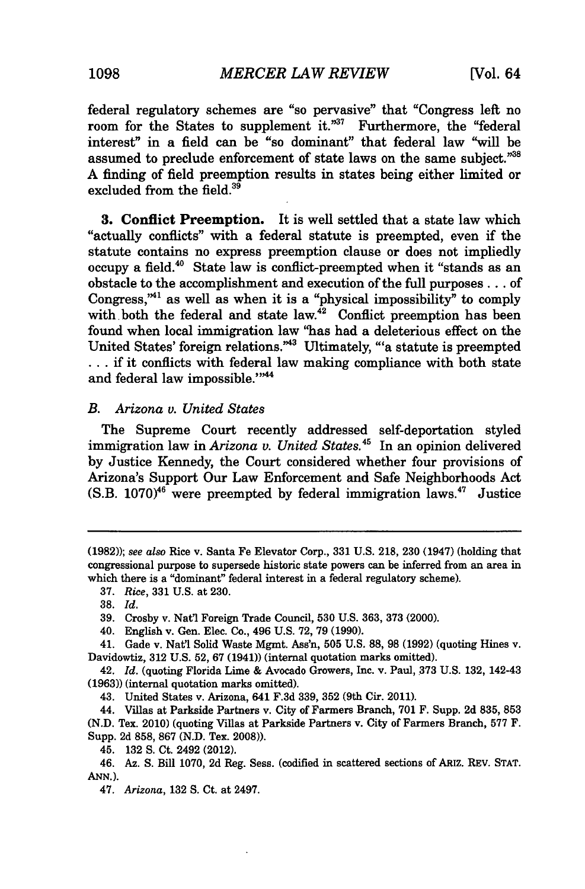federal regulatory schemes are "so pervasive" that "Congress left no room for the States to supplement it."[37] Furthermore, the "federal interest" in a field can be "so dominant" that federal law "will be assumed to preclude enforcement of state laws on the same subject."[38] A finding of field preemption results in states being either limited or excluded from the field.[39]

**3. Conflict Preemption.** It is well settled that a state law which "actually conflicts" with a federal statute is preempted, even if the statute contains no express preemption clause or does not impliedly occupy a field.[40] State law is conflict-preempted when it "stands as an obstacle to the accomplishment and execution of the full purposes . . . of Congress,"[41] as well as when it is a "physical impossibility" to comply with both the federal and state law.[42] Conflict preemption has been found when local immigration law "has had a deleterious effect on the United States' foreign relations."[43] Ultimately, "'a statute is preempted . . . if it conflicts with federal law making compliance with both state and federal law impossible.'"[44]

### *B. Arizona v. United States*

The Supreme Court recently addressed self-deportation styled immigration law in *Arizona v. United States.*[45] In an opinion delivered by Justice Kennedy, the Court considered whether four provisions of Arizona's Support Our Law Enforcement and Safe Neighborhoods Act (S.B. 1070)[46] were preempted by federal immigration laws.[47] Justice

---

(1982)); *see also* Rice v. Santa Fe Elevator Corp., 331 U.S. 218, 230 (1947) (holding that congressional purpose to supersede historic state powers can be inferred from an area in which there is a "dominant" federal interest in a federal regulatory scheme).

37. *Rice*, 331 U.S. at 230.

38. *Id.*

39. Crosby v. Nat'l Foreign Trade Council, 530 U.S. 363, 373 (2000).

40. English v. Gen. Elec. Co., 496 U.S. 72, 79 (1990).

41. Gade v. Nat'l Solid Waste Mgmt. Ass'n, 505 U.S. 88, 98 (1992) (quoting Hines v. Davidowtiz, 312 U.S. 52, 67 (1941)) (internal quotation marks omitted).

42. *Id.* (quoting Florida Lime & Avocado Growers, Inc. v. Paul, 373 U.S. 132, 142-43 (1963)) (internal quotation marks omitted).

43. United States v. Arizona, 641 F.3d 339, 352 (9th Cir. 2011).

44. Villas at Parkside Partners v. City of Farmers Branch, 701 F. Supp. 2d 835, 853 (N.D. Tex. 2010) (quoting Villas at Parkside Partners v. City of Farmers Branch, 577 F. Supp. 2d 858, 867 (N.D. Tex. 2008)).

45. 132 S. Ct. 2492 (2012).

46. Az. S. Bill 1070, 2d Reg. Sess. (codified in scattered sections of ARIZ. REV. STAT. ANN.).

47. *Arizona*, 132 S. Ct. at 2497.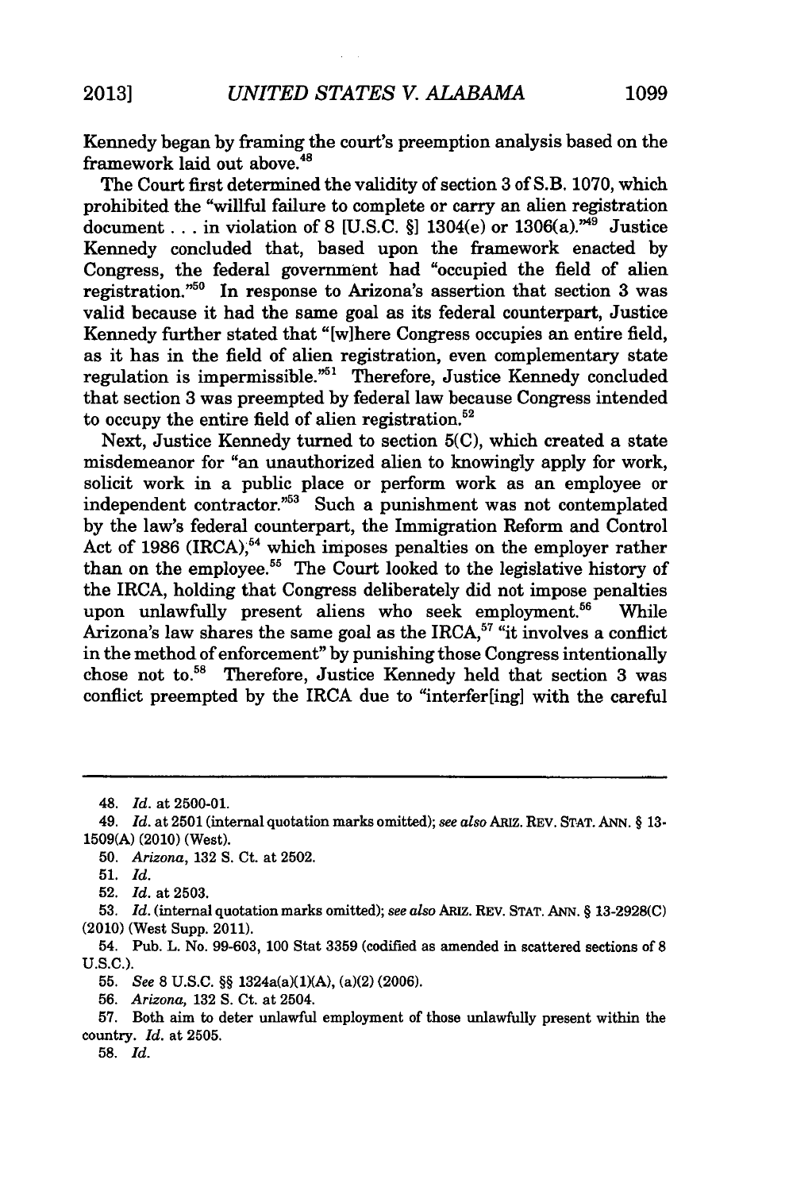Kennedy began by framing the court's preemption analysis based on the framework laid out above.[48]

The Court first determined the validity of section 3 of S.B. 1070, which prohibited the "willful failure to complete or carry an alien registration document . . . in violation of 8 [U.S.C. §] 1304(e) or 1306(a)."[49] Justice Kennedy concluded that, based upon the framework enacted by Congress, the federal government had "occupied the field of alien registration."[50] In response to Arizona's assertion that section 3 was valid because it had the same goal as its federal counterpart, Justice Kennedy further stated that "[w]here Congress occupies an entire field, as it has in the field of alien registration, even complementary state regulation is impermissible."[51] Therefore, Justice Kennedy concluded that section 3 was preempted by federal law because Congress intended to occupy the entire field of alien registration.[52]

Next, Justice Kennedy turned to section 5(C), which created a state misdemeanor for "an unauthorized alien to knowingly apply for work, solicit work in a public place or perform work as an employee or independent contractor."[53] Such a punishment was not contemplated by the law's federal counterpart, the Immigration Reform and Control Act of 1986 (IRCA),[54] which imposes penalties on the employer rather than on the employee.[55] The Court looked to the legislative history of the IRCA, holding that Congress deliberately did not impose penalties upon unlawfully present aliens who seek employment.[56] While Arizona's law shares the same goal as the IRCA,[57] "it involves a conflict in the method of enforcement" by punishing those Congress intentionally chose not to.[58] Therefore, Justice Kennedy held that section 3 was conflict preempted by the IRCA due to "interfer[ing] with the careful

---

48. *Id.* at 2500-01.

49. *Id.* at 2501 (internal quotation marks omitted); *see also* ARIZ. REV. STAT. ANN. § 13-1509(A) (2010) (West).

50. *Arizona*, 132 S. Ct. at 2502.

51. *Id.*

52. *Id.* at 2503.

53. *Id.* (internal quotation marks omitted); *see also* ARIZ. REV. STAT. ANN. § 13-2928(C) (2010) (West Supp. 2011).

54. Pub. L. No. 99-603, 100 Stat 3359 (codified as amended in scattered sections of 8 U.S.C.).

55. *See* 8 U.S.C. §§ 1324a(a)(1)(A), (a)(2) (2006).

56. *Arizona*, 132 S. Ct. at 2504.

57. Both aim to deter unlawful employment of those unlawfully present within the country. *Id.* at 2505.

58. *Id.*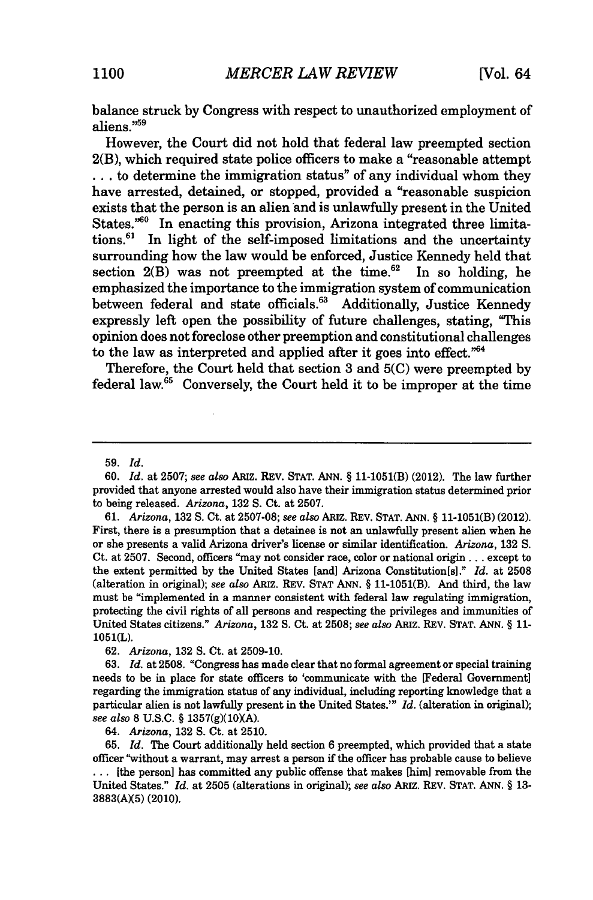balance struck by Congress with respect to unauthorized employment of aliens."[59]

However, the Court did not hold that federal law preempted section 2(B), which required state police officers to make a "reasonable attempt . . . to determine the immigration status" of any individual whom they have arrested, detained, or stopped, provided a "reasonable suspicion exists that the person is an alien and is unlawfully present in the United States."[60] In enacting this provision, Arizona integrated three limitations.[61] In light of the self-imposed limitations and the uncertainty surrounding how the law would be enforced, Justice Kennedy held that section 2(B) was not preempted at the time.[62] In so holding, he emphasized the importance to the immigration system of communication between federal and state officials.[63] Additionally, Justice Kennedy expressly left open the possibility of future challenges, stating, "This opinion does not foreclose other preemption and constitutional challenges to the law as interpreted and applied after it goes into effect."[64]

Therefore, the Court held that section 3 and 5(C) were preempted by federal law.[65] Conversely, the Court held it to be improper at the time

---

59. *Id.*

60. *Id.* at 2507; *see also* ARIZ. REV. STAT. ANN. § 11-1051(B) (2012). The law further provided that anyone arrested would also have their immigration status determined prior to being released. *Arizona*, 132 S. Ct. at 2507.

61. *Arizona*, 132 S. Ct. at 2507-08; *see also* ARIZ. REV. STAT. ANN. § 11-1051(B) (2012). First, there is a presumption that a detainee is not an unlawfully present alien when he or she presents a valid Arizona driver's license or similar identification. *Arizona*, 132 S. Ct. at 2507. Second, officers "may not consider race, color or national origin . . . except to the extent permitted by the United States [and] Arizona Constitution[s]." *Id.* at 2508 (alteration in original); *see also* ARIZ. REV. STAT ANN. § 11-1051(B). And third, the law must be "implemented in a manner consistent with federal law regulating immigration, protecting the civil rights of all persons and respecting the privileges and immunities of United States citizens." *Arizona*, 132 S. Ct. at 2508; *see also* ARIZ. REV. STAT. ANN. § 11-1051(L).

62. *Arizona*, 132 S. Ct. at 2509-10.

63. *Id.* at 2508. "Congress has made clear that no formal agreement or special training needs to be in place for state officers to 'communicate with the [Federal Government] regarding the immigration status of any individual, including reporting knowledge that a particular alien is not lawfully present in the United States.'" *Id.* (alteration in original); *see also* 8 U.S.C. § 1357(g)(10)(A).

64. *Arizona*, 132 S. Ct. at 2510.

65. *Id.* The Court additionally held section 6 preempted, which provided that a state officer "without a warrant, may arrest a person if the officer has probable cause to believe . . . [the person] has committed any public offense that makes [him] removable from the United States." *Id.* at 2505 (alterations in original); *see also* ARIZ. REV. STAT. ANN. § 13-3883(A)(5) (2010).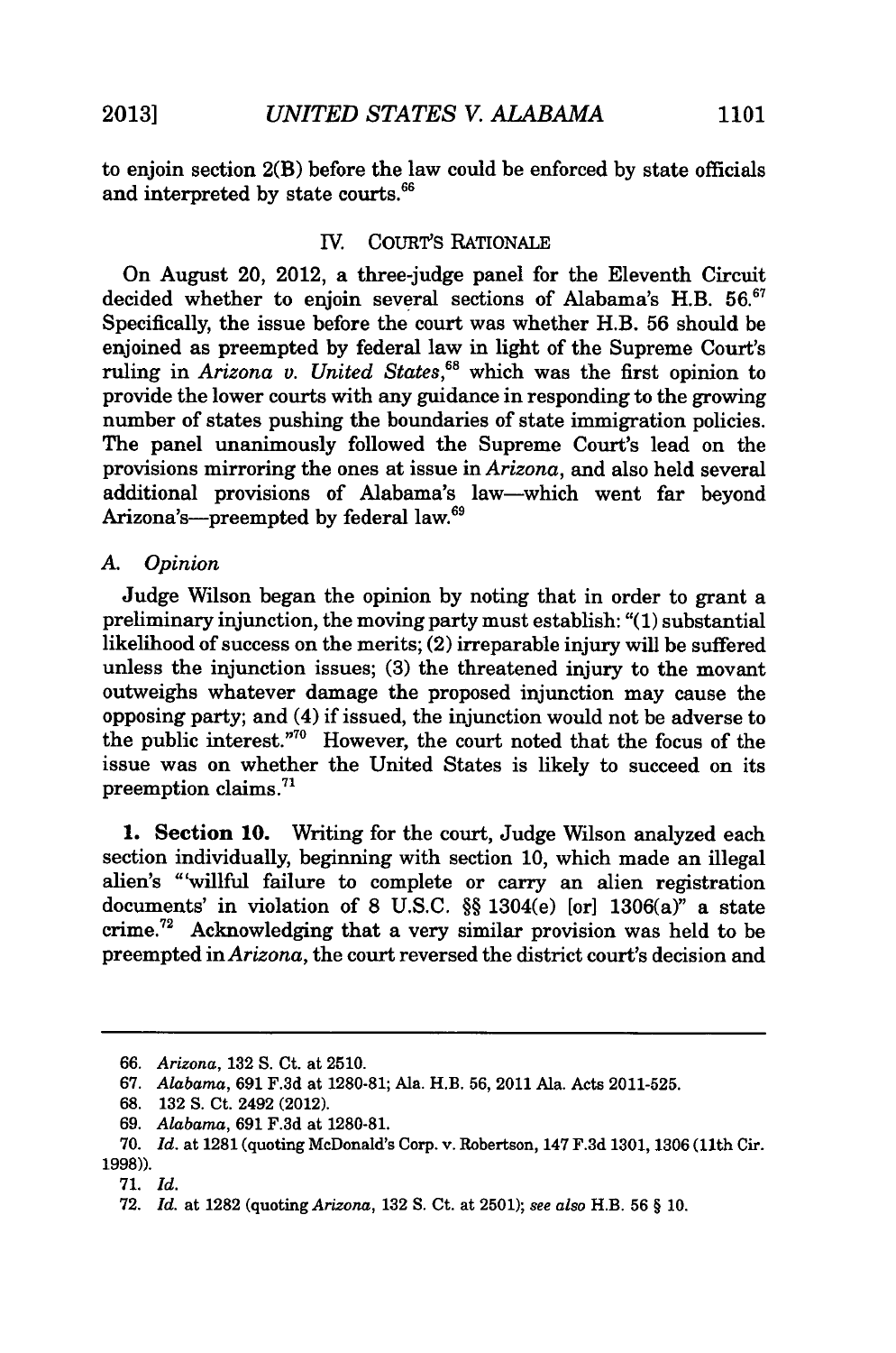to enjoin section 2(B) before the law could be enforced by state officials and interpreted by state courts.[66]

## IV. COURT'S RATIONALE

On August 20, 2012, a three-judge panel for the Eleventh Circuit decided whether to enjoin several sections of Alabama's H.B. 56.[67] Specifically, the issue before the court was whether H.B. 56 should be enjoined as preempted by federal law in light of the Supreme Court's ruling in *Arizona v. United States*,[68] which was the first opinion to provide the lower courts with any guidance in responding to the growing number of states pushing the boundaries of state immigration policies. The panel unanimously followed the Supreme Court's lead on the provisions mirroring the ones at issue in *Arizona*, and also held several additional provisions of Alabama's law—which went far beyond Arizona's—preempted by federal law.[69]

### A. *Opinion*

Judge Wilson began the opinion by noting that in order to grant a preliminary injunction, the moving party must establish: "(1) substantial likelihood of success on the merits; (2) irreparable injury will be suffered unless the injunction issues; (3) the threatened injury to the movant outweighs whatever damage the proposed injunction may cause the opposing party; and (4) if issued, the injunction would not be adverse to the public interest."[70] However, the court noted that the focus of the issue was on whether the United States is likely to succeed on its preemption claims.[71]

**1. Section 10.** Writing for the court, Judge Wilson analyzed each section individually, beginning with section 10, which made an illegal alien's "'willful failure to complete or carry an alien registration documents' in violation of 8 U.S.C. §§ 1304(e) [or] 1306(a)" a state crime.[72] Acknowledging that a very similar provision was held to be preempted in *Arizona*, the court reversed the district court's decision and

---

66. *Arizona*, 132 S. Ct. at 2510.

67. *Alabama*, 691 F.3d at 1280-81; Ala. H.B. 56, 2011 Ala. Acts 2011-525.

68. 132 S. Ct. 2492 (2012).

69. *Alabama*, 691 F.3d at 1280-81.

70. *Id.* at 1281 (quoting McDonald's Corp. v. Robertson, 147 F.3d 1301, 1306 (11th Cir. 1998)).

71. *Id.*

72. *Id.* at 1282 (quoting *Arizona*, 132 S. Ct. at 2501); *see also* H.B. 56 § 10.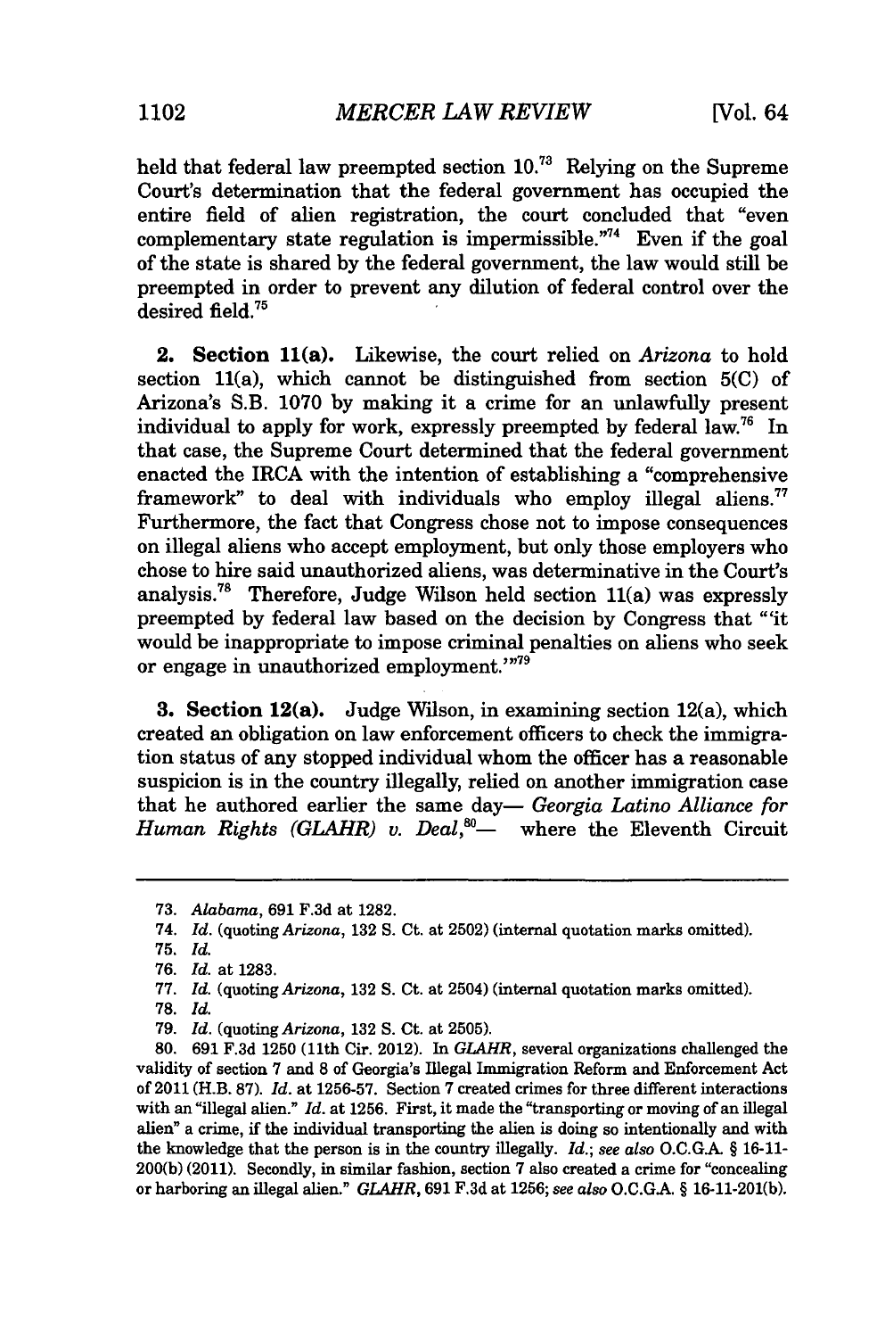held that federal law preempted section 10.[73] Relying on the Supreme Court's determination that the federal government has occupied the entire field of alien registration, the court concluded that "even complementary state regulation is impermissible."[74] Even if the goal of the state is shared by the federal government, the law would still be preempted in order to prevent any dilution of federal control over the desired field.[75]

**2. Section 11(a).** Likewise, the court relied on *Arizona* to hold section 11(a), which cannot be distinguished from section 5(C) of Arizona's S.B. 1070 by making it a crime for an unlawfully present individual to apply for work, expressly preempted by federal law.[76] In that case, the Supreme Court determined that the federal government enacted the IRCA with the intention of establishing a "comprehensive framework" to deal with individuals who employ illegal aliens.[77] Furthermore, the fact that Congress chose not to impose consequences on illegal aliens who accept employment, but only those employers who chose to hire said unauthorized aliens, was determinative in the Court's analysis.[78] Therefore, Judge Wilson held section 11(a) was expressly preempted by federal law based on the decision by Congress that "'it would be inappropriate to impose criminal penalties on aliens who seek or engage in unauthorized employment.'"[79]

**3. Section 12(a).** Judge Wilson, in examining section 12(a), which created an obligation on law enforcement officers to check the immigration status of any stopped individual whom the officer has a reasonable suspicion is in the country illegally, relied on another immigration case that he authored earlier the same day— *Georgia Latino Alliance for Human Rights (GLAHR) v. Deal*,[80]— where the Eleventh Circuit

---

73. *Alabama*, 691 F.3d at 1282.

74. *Id.* (quoting *Arizona*, 132 S. Ct. at 2502) (internal quotation marks omitted).

75. *Id.*

76. *Id.* at 1283.

77. *Id.* (quoting *Arizona*, 132 S. Ct. at 2504) (internal quotation marks omitted).

78. *Id.*

79. *Id.* (quoting *Arizona*, 132 S. Ct. at 2505).

80. 691 F.3d 1250 (11th Cir. 2012). In *GLAHR*, several organizations challenged the validity of section 7 and 8 of Georgia's Illegal Immigration Reform and Enforcement Act of 2011 (H.B. 87). *Id.* at 1256-57. Section 7 created crimes for three different interactions with an "illegal alien." *Id.* at 1256. First, it made the "transporting or moving of an illegal alien" a crime, if the individual transporting the alien is doing so intentionally and with the knowledge that the person is in the country illegally. *Id.*; *see also* O.C.G.A. § 16-11-200(b) (2011). Secondly, in similar fashion, section 7 also created a crime for "concealing or harboring an illegal alien." *GLAHR*, 691 F.3d at 1256; *see also* O.C.G.A. § 16-11-201(b).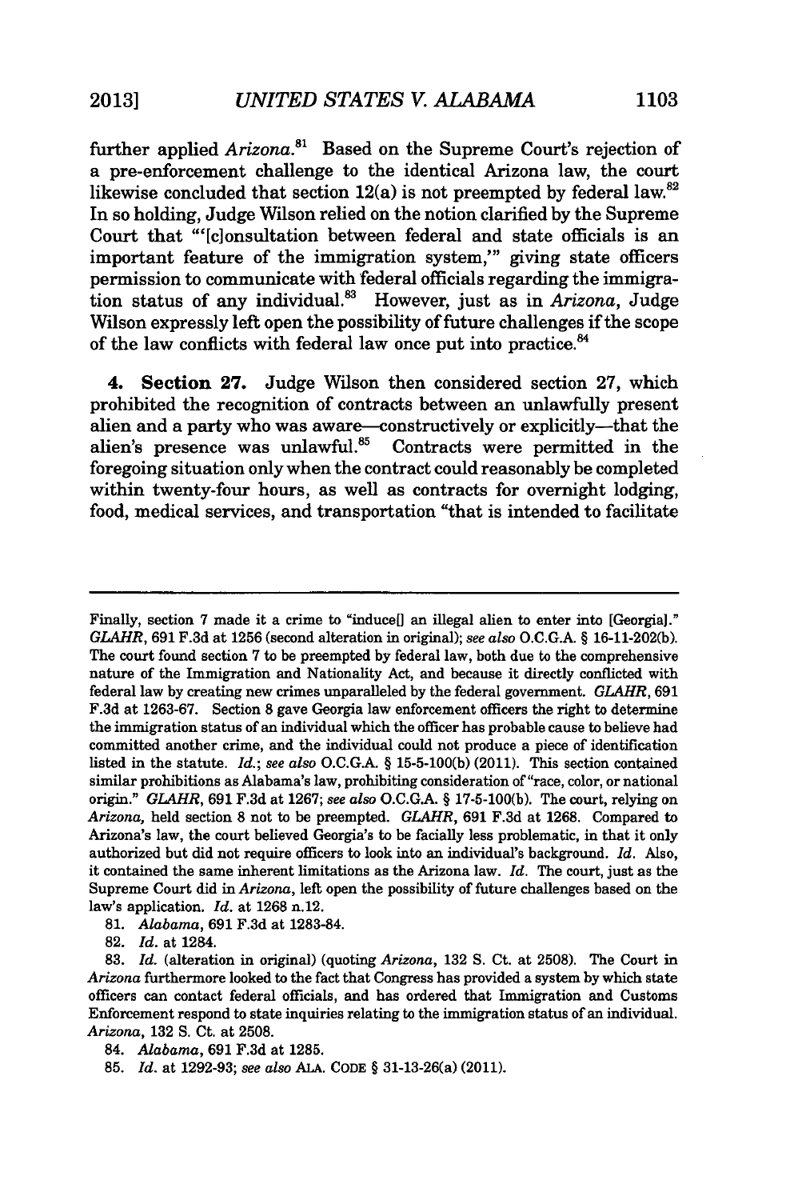further applied *Arizona*.[81] Based on the Supreme Court's rejection of a pre-enforcement challenge to the identical Arizona law, the court likewise concluded that section 12(a) is not preempted by federal law.[82] In so holding, Judge Wilson relied on the notion clarified by the Supreme Court that "'[c]onsultation between federal and state officials is an important feature of the immigration system,'" giving state officers permission to communicate with federal officials regarding the immigration status of any individual.[83] However, just as in *Arizona*, Judge Wilson expressly left open the possibility of future challenges if the scope of the law conflicts with federal law once put into practice.[84]

**4. Section 27.** Judge Wilson then considered section 27, which prohibited the recognition of contracts between an unlawfully present alien and a party who was aware—constructively or explicitly—that the alien's presence was unlawful.[85] Contracts were permitted in the foregoing situation only when the contract could reasonably be completed within twenty-four hours, as well as contracts for overnight lodging, food, medical services, and transportation "that is intended to facilitate

---

Finally, section 7 made it a crime to "induce[] an illegal alien to enter into [Georgia]." *GLAHR*, 691 F.3d at 1256 (second alteration in original); *see also* O.C.G.A. § 16-11-202(b). The court found section 7 to be preempted by federal law, both due to the comprehensive nature of the Immigration and Nationality Act, and because it directly conflicted with federal law by creating new crimes unparalleled by the federal government. *GLAHR*, 691 F.3d at 1263-67. Section 8 gave Georgia law enforcement officers the right to determine the immigration status of an individual which the officer has probable cause to believe had committed another crime, and the individual could not produce a piece of identification listed in the statute. *Id.*; *see also* O.C.G.A. § 15-5-100(b) (2011). This section contained similar prohibitions as Alabama's law, prohibiting consideration of "race, color, or national origin." *GLAHR*, 691 F.3d at 1267; *see also* O.C.G.A. § 17-5-100(b). The court, relying on *Arizona*, held section 8 not to be preempted. *GLAHR*, 691 F.3d at 1268. Compared to Arizona's law, the court believed Georgia's to be facially less problematic, in that it only authorized but did not require officers to look into an individual's background. *Id.* Also, it contained the same inherent limitations as the Arizona law. *Id.* The court, just as the Supreme Court did in *Arizona*, left open the possibility of future challenges based on the law's application. *Id.* at 1268 n.12.

81. *Alabama*, 691 F.3d at 1283-84.

82. *Id.* at 1284.

83. *Id.* (alteration in original) (quoting *Arizona*, 132 S. Ct. at 2508). The Court in *Arizona* furthermore looked to the fact that Congress has provided a system by which state officers can contact federal officials, and has ordered that Immigration and Customs Enforcement respond to state inquiries relating to the immigration status of an individual. *Arizona*, 132 S. Ct. at 2508.

84. *Alabama*, 691 F.3d at 1285.

85. *Id.* at 1292-93; *see also* ALA. CODE § 31-13-26(a) (2011).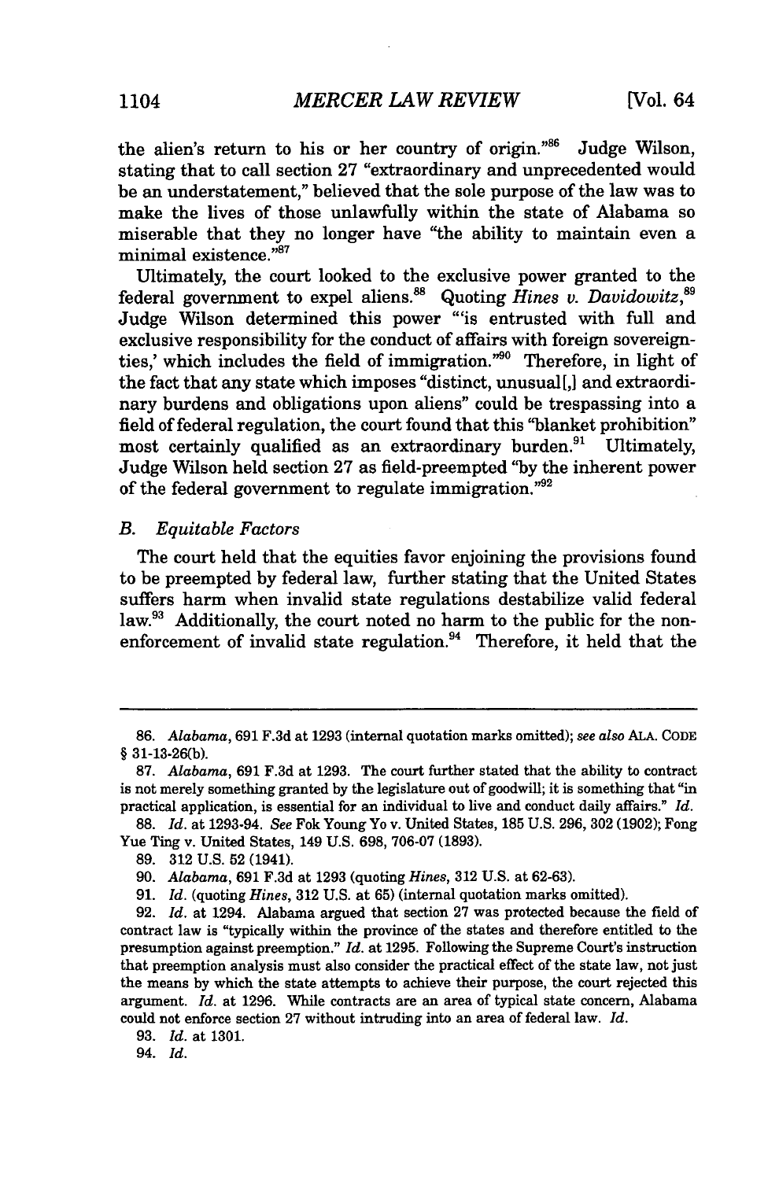the alien's return to his or her country of origin."[86] Judge Wilson, stating that to call section 27 "extraordinary and unprecedented would be an understatement," believed that the sole purpose of the law was to make the lives of those unlawfully within the state of Alabama so miserable that they no longer have "the ability to maintain even a minimal existence."[87]

Ultimately, the court looked to the exclusive power granted to the federal government to expel aliens.[88] Quoting *Hines v. Davidowitz*,[89] Judge Wilson determined this power "'is entrusted with full and exclusive responsibility for the conduct of affairs with foreign sovereignties,' which includes the field of immigration."[90] Therefore, in light of the fact that any state which imposes "distinct, unusual[,] and extraordinary burdens and obligations upon aliens" could be trespassing into a field of federal regulation, the court found that this "blanket prohibition" most certainly qualified as an extraordinary burden.[91] Ultimately, Judge Wilson held section 27 as field-preempted "by the inherent power of the federal government to regulate immigration."[92]

### *B. Equitable Factors*

The court held that the equities favor enjoining the provisions found to be preempted by federal law, further stating that the United States suffers harm when invalid state regulations destabilize valid federal law.[93] Additionally, the court noted no harm to the public for the non-enforcement of invalid state regulation.[94] Therefore, it held that the

---

86. *Alabama*, 691 F.3d at 1293 (internal quotation marks omitted); *see also* ALA. CODE § 31-13-26(b).

87. *Alabama*, 691 F.3d at 1293. The court further stated that the ability to contract is not merely something granted by the legislature out of goodwill; it is something that "in practical application, is essential for an individual to live and conduct daily affairs." *Id.*

88. *Id.* at 1293-94. *See* Fok Young Yo v. United States, 185 U.S. 296, 302 (1902); Fong Yue Ting v. United States, 149 U.S. 698, 706-07 (1893).

89. 312 U.S. 52 (1941).

90. *Alabama*, 691 F.3d at 1293 (quoting *Hines*, 312 U.S. at 62-63).

91. *Id.* (quoting *Hines*, 312 U.S. at 65) (internal quotation marks omitted).

92. *Id.* at 1294. Alabama argued that section 27 was protected because the field of contract law is "typically within the province of the states and therefore entitled to the presumption against preemption." *Id.* at 1295. Following the Supreme Court's instruction that preemption analysis must also consider the practical effect of the state law, not just the means by which the state attempts to achieve their purpose, the court rejected this argument. *Id.* at 1296. While contracts are an area of typical state concern, Alabama could not enforce section 27 without intruding into an area of federal law. *Id.*

93. *Id.* at 1301.

94. *Id.*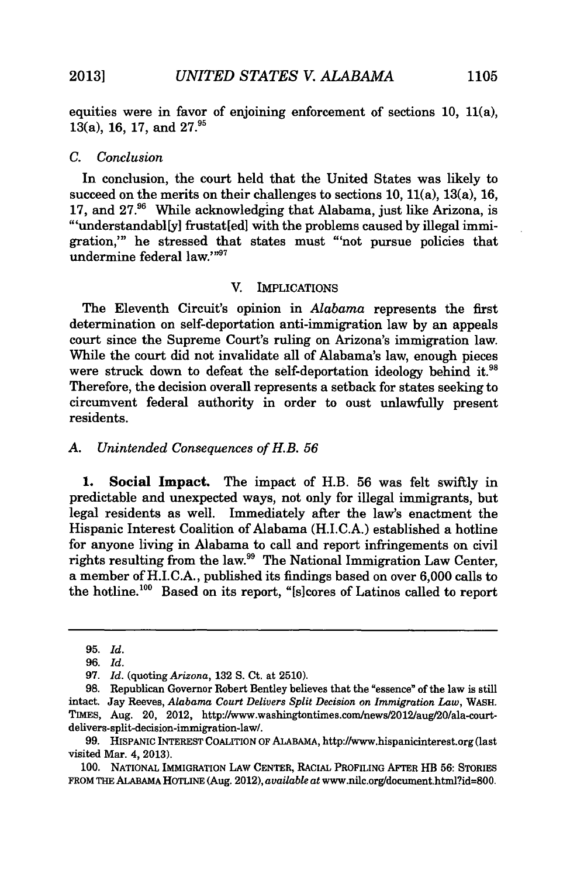equities were in favor of enjoining enforcement of sections 10, 11(a), 13(a), 16, 17, and 27.[95]

### C. *Conclusion*

In conclusion, the court held that the United States was likely to succeed on the merits on their challenges to sections 10, 11(a), 13(a), 16, 17, and 27.[96] While acknowledging that Alabama, just like Arizona, is "'understandabl[y] frustat[ed] with the problems caused by illegal immigration,'" he stressed that states must "'not pursue policies that undermine federal law.'"[97]

## V. IMPLICATIONS

The Eleventh Circuit's opinion in *Alabama* represents the first determination on self-deportation anti-immigration law by an appeals court since the Supreme Court's ruling on Arizona's immigration law. While the court did not invalidate all of Alabama's law, enough pieces were struck down to defeat the self-deportation ideology behind it.[98] Therefore, the decision overall represents a setback for states seeking to circumvent federal authority in order to oust unlawfully present residents.

### A. *Unintended Consequences of H.B. 56*

**1. Social Impact.** The impact of H.B. 56 was felt swiftly in predictable and unexpected ways, not only for illegal immigrants, but legal residents as well. Immediately after the law's enactment the Hispanic Interest Coalition of Alabama (H.I.C.A.) established a hotline for anyone living in Alabama to call and report infringements on civil rights resulting from the law.[99] The National Immigration Law Center, a member of H.I.C.A., published its findings based on over 6,000 calls to the hotline.[100] Based on its report, "[s]cores of Latinos called to report

---

95. *Id.*

96. *Id.*

97. *Id.* (quoting *Arizona*, 132 S. Ct. at 2510).

98. Republican Governor Robert Bentley believes that the "essence" of the law is still intact. Jay Reeves, *Alabama Court Delivers Split Decision on Immigration Law*, WASH. TIMES, Aug. 20, 2012, http://www.washingtontimes.com/news/2012/aug/20/ala-court-delivers-split-decision-immigration-law/.

99. HISPANIC INTEREST COALITION OF ALABAMA, http://www.hispanicinterest.org (last visited Mar. 4, 2013).

100. NATIONAL IMMIGRATION LAW CENTER, RACIAL PROFILING AFTER HB 56: STORIES FROM THE ALABAMA HOTLINE (Aug. 2012), *available at* www.nilc.org/document.html?id=800.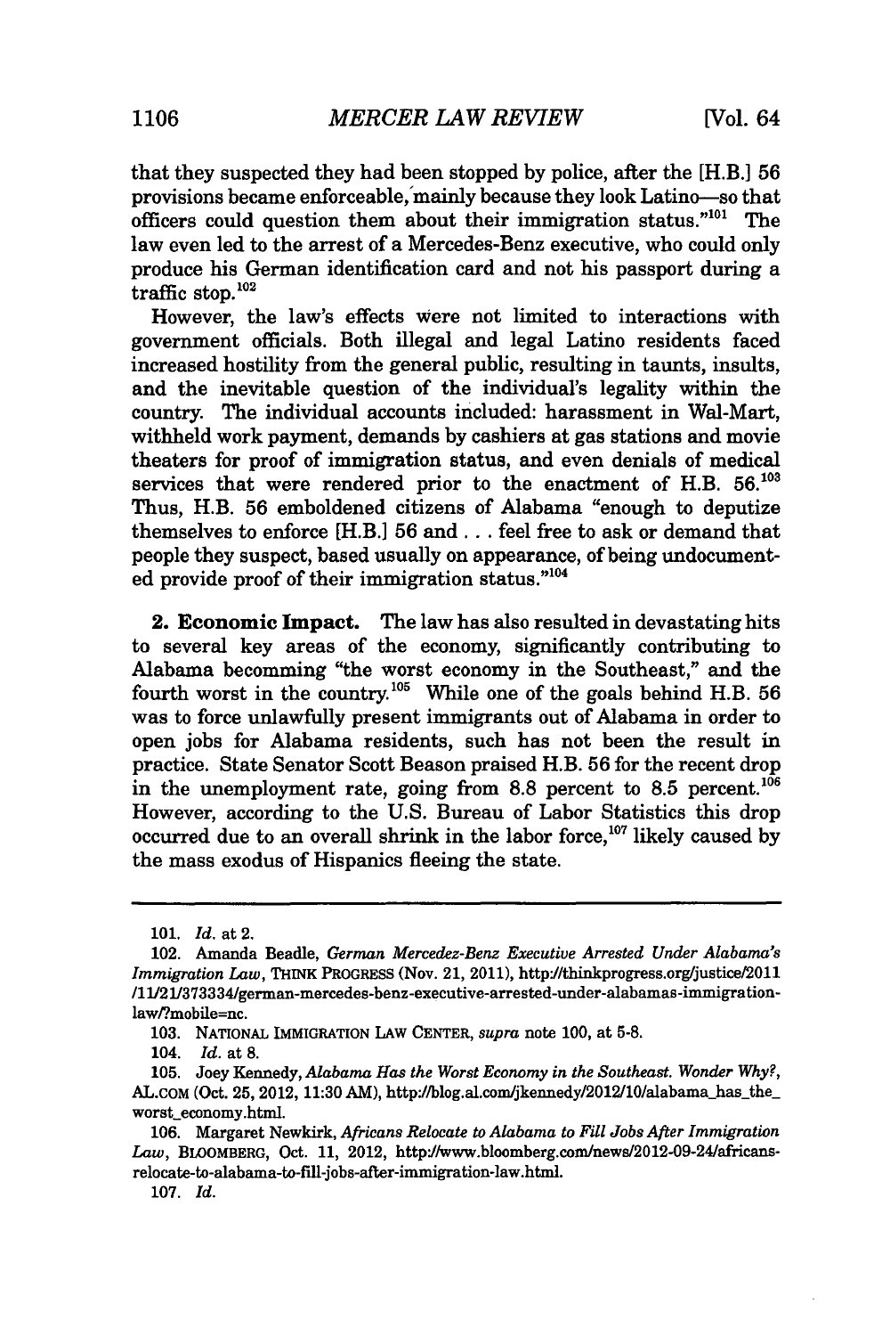that they suspected they had been stopped by police, after the [H.B.] 56 provisions became enforceable, mainly because they look Latino—so that officers could question them about their immigration status."[101] The law even led to the arrest of a Mercedes-Benz executive, who could only produce his German identification card and not his passport during a traffic stop.[102]

However, the law's effects were not limited to interactions with government officials. Both illegal and legal Latino residents faced increased hostility from the general public, resulting in taunts, insults, and the inevitable question of the individual's legality within the country. The individual accounts included: harassment in Wal-Mart, withheld work payment, demands by cashiers at gas stations and movie theaters for proof of immigration status, and even denials of medical services that were rendered prior to the enactment of H.B. 56.[103] Thus, H.B. 56 emboldened citizens of Alabama "enough to deputize themselves to enforce [H.B.] 56 and . . . feel free to ask or demand that people they suspect, based usually on appearance, of being undocumented provide proof of their immigration status."[104]

**2. Economic Impact.** The law has also resulted in devastating hits to several key areas of the economy, significantly contributing to Alabama becomming "the worst economy in the Southeast," and the fourth worst in the country.[105] While one of the goals behind H.B. 56 was to force unlawfully present immigrants out of Alabama in order to open jobs for Alabama residents, such has not been the result in practice. State Senator Scott Beason praised H.B. 56 for the recent drop in the unemployment rate, going from 8.8 percent to 8.5 percent.[106] However, according to the U.S. Bureau of Labor Statistics this drop occurred due to an overall shrink in the labor force,[107] likely caused by the mass exodus of Hispanics fleeing the state.

---

101. *Id.* at 2.

102. Amanda Beadle, *German Mercedez-Benz Executive Arrested Under Alabama's Immigration Law*, THINK PROGRESS (Nov. 21, 2011), http://thinkprogress.org/justice/2011/11/21/373334/german-mercedes-benz-executive-arrested-under-alabamas-immigration-law/?mobile=nc.

103. NATIONAL IMMIGRATION LAW CENTER, *supra* note 100, at 5-8.

104. *Id.* at 8.

105. Joey Kennedy, *Alabama Has the Worst Economy in the Southeast. Wonder Why?*, AL.COM (Oct. 25, 2012, 11:30 AM), http://blog.al.com/jkennedy/2012/10/alabama_has_the_worst_economy.html.

106. Margaret Newkirk, *Africans Relocate to Alabama to Fill Jobs After Immigration Law*, BLOOMBERG, Oct. 11, 2012, http://www.bloomberg.com/news/2012-09-24/africans-relocate-to-alabama-to-fill-jobs-after-immigration-law.html.

107. *Id.*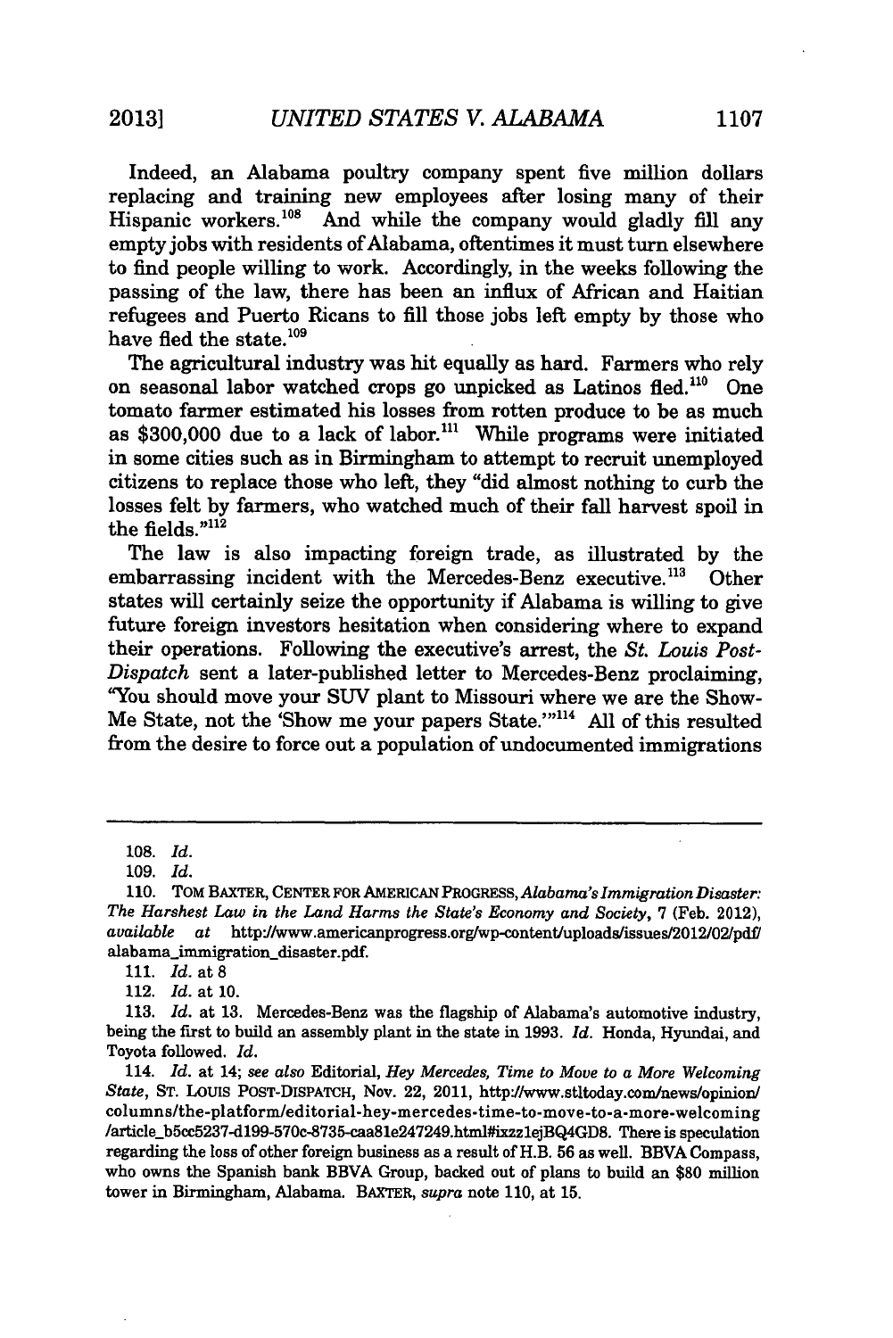Indeed, an Alabama poultry company spent five million dollars replacing and training new employees after losing many of their Hispanic workers.[108] And while the company would gladly fill any empty jobs with residents of Alabama, oftentimes it must turn elsewhere to find people willing to work. Accordingly, in the weeks following the passing of the law, there has been an influx of African and Haitian refugees and Puerto Ricans to fill those jobs left empty by those who have fled the state.[109]

The agricultural industry was hit equally as hard. Farmers who rely on seasonal labor watched crops go unpicked as Latinos fled.[110] One tomato farmer estimated his losses from rotten produce to be as much as $300,000 due to a lack of labor.[111] While programs were initiated in some cities such as in Birmingham to attempt to recruit unemployed citizens to replace those who left, they "did almost nothing to curb the losses felt by farmers, who watched much of their fall harvest spoil in the fields."[112]

The law is also impacting foreign trade, as illustrated by the embarrassing incident with the Mercedes-Benz executive.[113] Other states will certainly seize the opportunity if Alabama is willing to give future foreign investors hesitation when considering where to expand their operations. Following the executive's arrest, the *St. Louis Post-Dispatch* sent a later-published letter to Mercedes-Benz proclaiming, "You should move your SUV plant to Missouri where we are the Show-Me State, not the 'Show me your papers State.'"[114] All of this resulted from the desire to force out a population of undocumented immigrations

---

108. *Id.*

109. *Id.*

110. TOM BAXTER, CENTER FOR AMERICAN PROGRESS, *Alabama's Immigration Disaster: The Harshest Law in the Land Harms the State's Economy and Society*, 7 (Feb. 2012), *available at* http://www.americanprogress.org/wp-content/uploads/issues/2012/02/pdf/alabama_immigration_disaster.pdf.

111. *Id.* at 8

112. *Id.* at 10.

113. *Id.* at 13. Mercedes-Benz was the flagship of Alabama's automotive industry, being the first to build an assembly plant in the state in 1993. *Id.* Honda, Hyundai, and Toyota followed. *Id.*

114. *Id.* at 14; *see also* Editorial, *Hey Mercedes, Time to Move to a More Welcoming State*, ST. LOUIS POST-DISPATCH, Nov. 22, 2011, http://www.stltoday.com/news/opinion/columns/the-platform/editorial-hey-mercedes-time-to-move-to-a-more-welcoming/article_b5cc5237-d199-570c-8735-caa81e247249.html#ixzz1ejBQ4GD8. There is speculation regarding the loss of other foreign business as a result of H.B. 56 as well. BBVA Compass, who owns the Spanish bank BBVA Group, backed out of plans to build an $80 million tower in Birmingham, Alabama. BAXTER, *supra* note 110, at 15.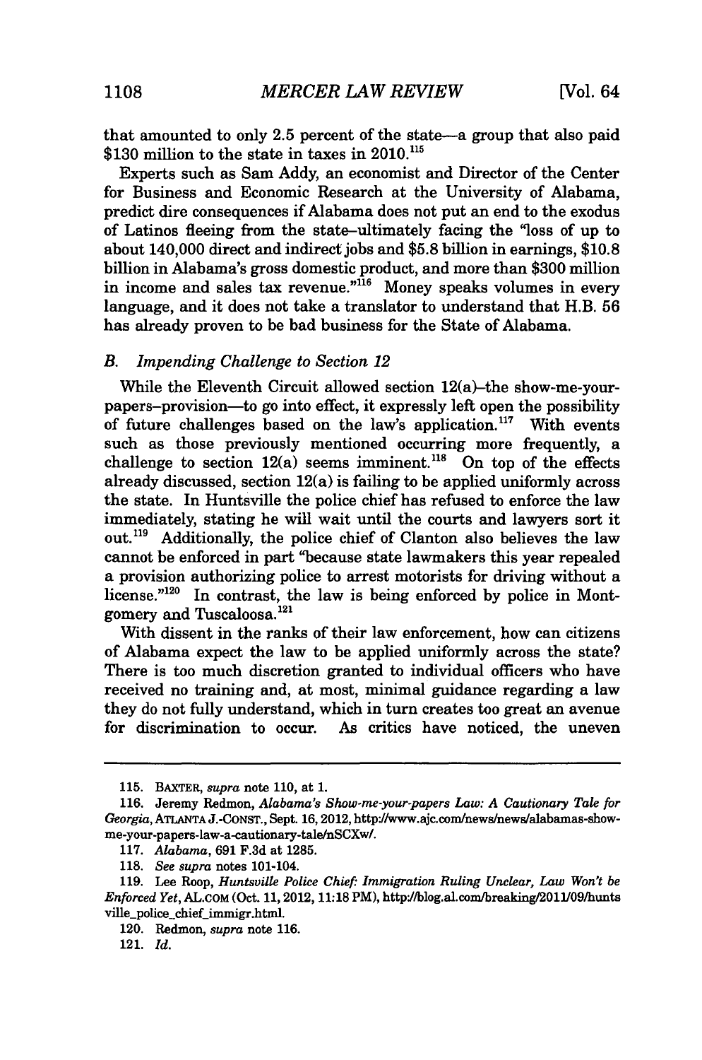that amounted to only 2.5 percent of the state—a group that also paid $130 million to the state in taxes in 2010.[115]

Experts such as Sam Addy, an economist and Director of the Center for Business and Economic Research at the University of Alabama, predict dire consequences if Alabama does not put an end to the exodus of Latinos fleeing from the state–ultimately facing the "loss of up to about 140,000 direct and indirect jobs and $5.8 billion in earnings, $10.8 billion in Alabama's gross domestic product, and more than $300 million in income and sales tax revenue."[116] Money speaks volumes in every language, and it does not take a translator to understand that H.B. 56 has already proven to be bad business for the State of Alabama.

### *B. Impending Challenge to Section 12*

While the Eleventh Circuit allowed section 12(a)–the show-me-your-papers–provision—to go into effect, it expressly left open the possibility of future challenges based on the law's application.[117] With events such as those previously mentioned occurring more frequently, a challenge to section 12(a) seems imminent.[118] On top of the effects already discussed, section 12(a) is failing to be applied uniformly across the state. In Huntsville the police chief has refused to enforce the law immediately, stating he will wait until the courts and lawyers sort it out.[119] Additionally, the police chief of Clanton also believes the law cannot be enforced in part "because state lawmakers this year repealed a provision authorizing police to arrest motorists for driving without a license."[120] In contrast, the law is being enforced by police in Montgomery and Tuscaloosa.[121]

With dissent in the ranks of their law enforcement, how can citizens of Alabama expect the law to be applied uniformly across the state? There is too much discretion granted to individual officers who have received no training and, at most, minimal guidance regarding a law they do not fully understand, which in turn creates too great an avenue for discrimination to occur. As critics have noticed, the uneven

---

115. BAXTER, *supra* note 110, at 1.

116. Jeremy Redmon, *Alabama's Show-me-your-papers Law: A Cautionary Tale for Georgia*, ATLANTA J.-CONST., Sept. 16, 2012, http://www.ajc.com/news/news/alabamas-show-me-your-papers-law-a-cautionary-tale/nSCXw/.

117. *Alabama*, 691 F.3d at 1285.

118. *See supra* notes 101-104.

119. Lee Roop, *Huntsville Police Chief: Immigration Ruling Unclear, Law Won't be Enforced Yet*, AL.COM (Oct. 11, 2012, 11:18 PM), http://blog.al.com/breaking/2011/09/huntsville_police_chief_immigr.html.

120. Redmon, *supra* note 116.

121. *Id.*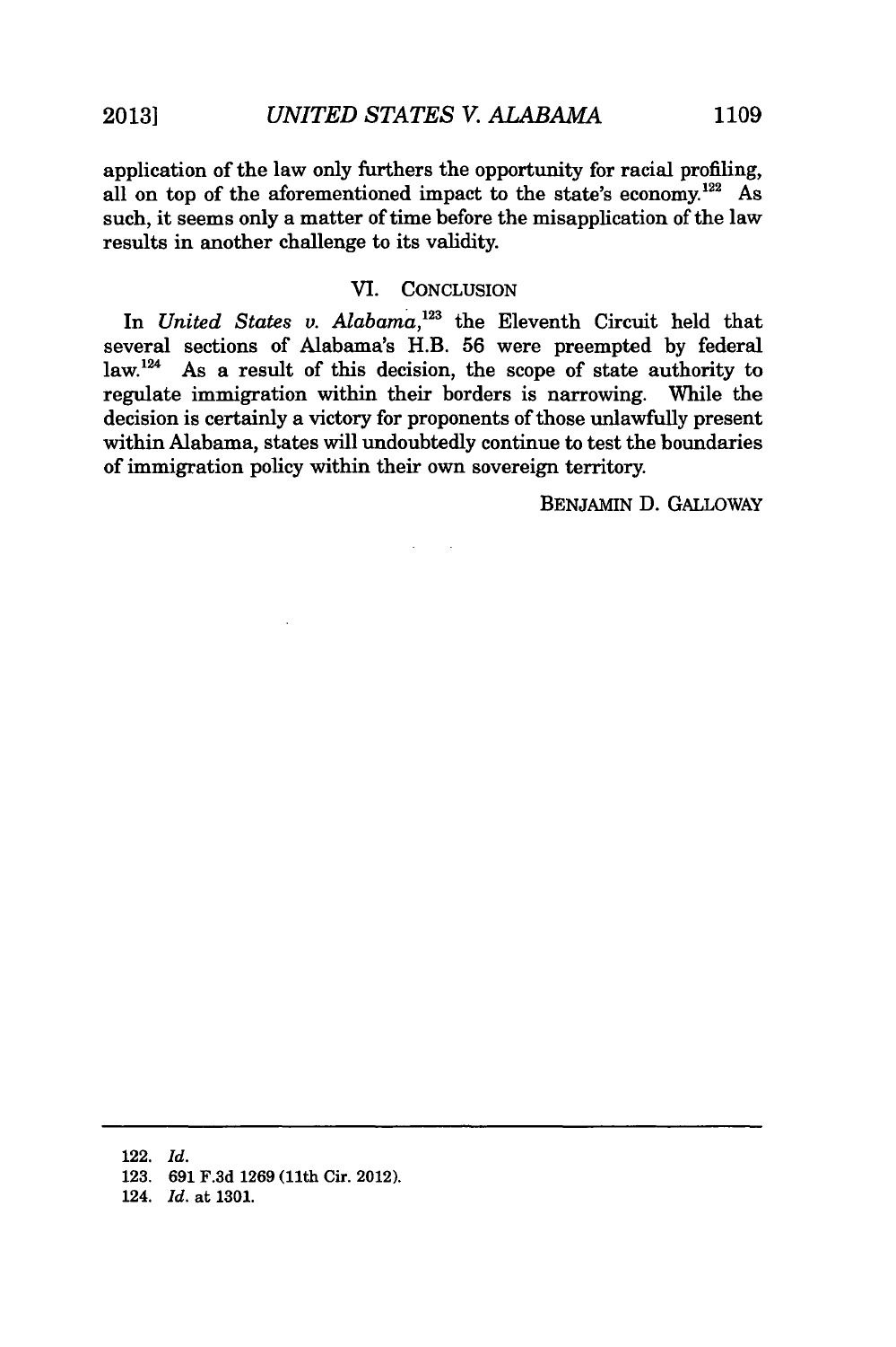application of the law only furthers the opportunity for racial profiling, all on top of the aforementioned impact to the state's economy.[122] As such, it seems only a matter of time before the misapplication of the law results in another challenge to its validity.

## VI. CONCLUSION

In *United States v. Alabama*,[123] the Eleventh Circuit held that several sections of Alabama's H.B. 56 were preempted by federal law.[124] As a result of this decision, the scope of state authority to regulate immigration within their borders is narrowing. While the decision is certainly a victory for proponents of those unlawfully present within Alabama, states will undoubtedly continue to test the boundaries of immigration policy within their own sovereign territory.

BENJAMIN D. GALLOWAY

---

122. *Id.*

123. 691 F.3d 1269 (11th Cir. 2012).

124. *Id.* at 1301.